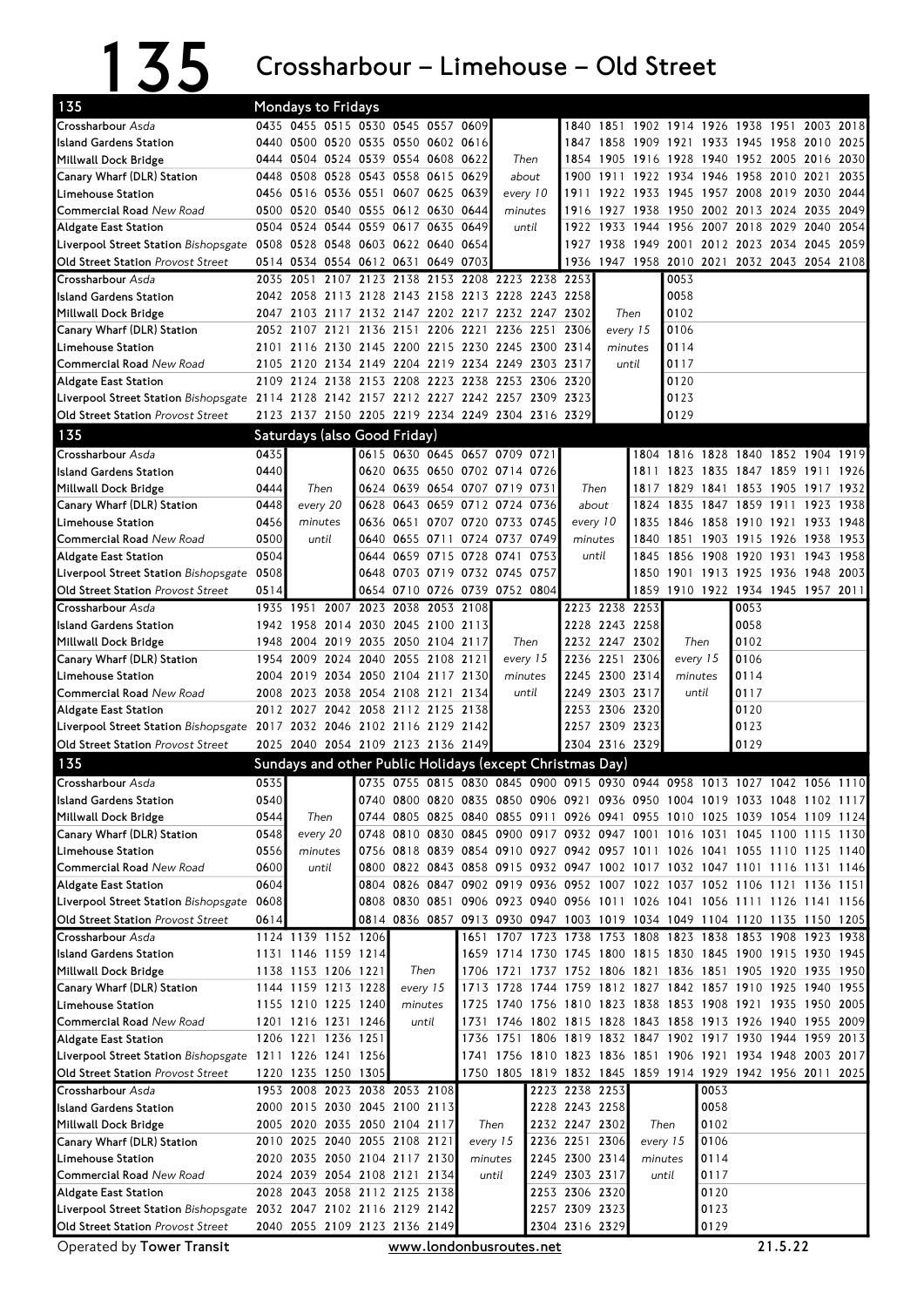# 135 Crossharbour – Limehouse – Old Street

## Mondays to Fridays

| 135 | | | | | | | | | | | | | | | | | | |
|---|---|---|---|---|---|---|---|---|---|---|---|---|---|---|---|---|---|---|
| Crossharbour *Asda* | 0435 | 0455 | 0515 | 0530 | 0545 | 0557 | 0609 | | 1840 | 1851 | 1902 | 1914 | 1926 | 1938 | 1951 | 2003 | 2018 |
| Island Gardens Station | 0440 | 0500 | 0520 | 0535 | 0550 | 0602 | 0616 | | 1847 | 1858 | 1909 | 1921 | 1933 | 1945 | 1958 | 2010 | 2025 |
| Millwall Dock Bridge | 0444 | 0504 | 0524 | 0539 | 0554 | 0608 | 0622 | Then | 1854 | 1905 | 1916 | 1928 | 1940 | 1952 | 2005 | 2016 | 2030 |
| Canary Wharf (DLR) Station | 0448 | 0508 | 0528 | 0543 | 0558 | 0615 | 0629 | about | 1900 | 1911 | 1922 | 1934 | 1946 | 1958 | 2010 | 2021 | 2035 |
| Limehouse Station | 0456 | 0516 | 0536 | 0551 | 0607 | 0625 | 0639 | every 10 | 1911 | 1922 | 1933 | 1945 | 1957 | 2008 | 2019 | 2030 | 2044 |
| Commercial Road *New Road* | 0500 | 0520 | 0540 | 0555 | 0612 | 0630 | 0644 | minutes | 1916 | 1927 | 1938 | 1950 | 2002 | 2013 | 2024 | 2035 | 2049 |
| Aldgate East Station | 0504 | 0524 | 0544 | 0559 | 0617 | 0635 | 0649 | until | 1922 | 1933 | 1944 | 1956 | 2007 | 2018 | 2029 | 2040 | 2054 |
| Liverpool Street Station *Bishopsgate* | 0508 | 0528 | 0548 | 0603 | 0622 | 0640 | 0654 | | 1927 | 1938 | 1949 | 2001 | 2012 | 2023 | 2034 | 2045 | 2059 |
| Old Street Station *Provost Street* | 0514 | 0534 | 0554 | 0612 | 0631 | 0649 | 0703 | | 1936 | 1947 | 1958 | 2010 | 2021 | 2032 | 2043 | 2054 | 2108 |

| 135 | | | | | | | | | | | | | |
|---|---|---|---|---|---|---|---|---|---|---|---|---|---|
| Crossharbour *Asda* | 2035 | 2051 | 2107 | 2123 | 2138 | 2153 | 2208 | 2223 | 2238 | 2253 | | 0053 |
| Island Gardens Station | 2042 | 2058 | 2113 | 2128 | 2143 | 2158 | 2213 | 2228 | 2243 | 2258 | | 0058 |
| Millwall Dock Bridge | 2047 | 2103 | 2117 | 2132 | 2147 | 2202 | 2217 | 2232 | 2247 | 2302 | Then | 0102 |
| Canary Wharf (DLR) Station | 2052 | 2107 | 2121 | 2136 | 2151 | 2206 | 2221 | 2236 | 2251 | 2306 | every 15 | 0106 |
| Limehouse Station | 2101 | 2116 | 2130 | 2145 | 2200 | 2215 | 2230 | 2245 | 2300 | 2314 | minutes | 0114 |
| Commercial Road *New Road* | 2105 | 2120 | 2134 | 2149 | 2204 | 2219 | 2234 | 2249 | 2303 | 2317 | until | 0117 |
| Aldgate East Station | 2109 | 2124 | 2138 | 2153 | 2208 | 2223 | 2238 | 2253 | 2306 | 2320 | | 0120 |
| Liverpool Street Station *Bishopsgate* | 2114 | 2128 | 2142 | 2157 | 2212 | 2227 | 2242 | 2257 | 2309 | 2323 | | 0123 |
| Old Street Station *Provost Street* | 2123 | 2137 | 2150 | 2205 | 2219 | 2234 | 2249 | 2304 | 2316 | 2329 | | 0129 |

## Saturdays (also Good Friday)

| 135 | | | | | | | | | | | | | | | | |
|---|---|---|---|---|---|---|---|---|---|---|---|---|---|---|---|---|
| Crossharbour *Asda* | 0435 | | 0615 | 0630 | 0645 | 0657 | 0709 | 0721 | | 1804 | 1816 | 1828 | 1840 | 1852 | 1904 | 1919 |
| Island Gardens Station | 0440 | | 0620 | 0635 | 0650 | 0702 | 0714 | 0726 | | 1811 | 1823 | 1835 | 1847 | 1859 | 1911 | 1926 |
| Millwall Dock Bridge | 0444 | Then | 0624 | 0639 | 0654 | 0707 | 0719 | 0731 | Then | 1817 | 1829 | 1841 | 1853 | 1905 | 1917 | 1932 |
| Canary Wharf (DLR) Station | 0448 | every 20 | 0628 | 0643 | 0659 | 0712 | 0724 | 0736 | about | 1824 | 1835 | 1847 | 1859 | 1911 | 1923 | 1938 |
| Limehouse Station | 0456 | minutes | 0636 | 0651 | 0707 | 0720 | 0733 | 0745 | every 10 | 1835 | 1846 | 1858 | 1910 | 1921 | 1933 | 1948 |
| Commercial Road *New Road* | 0500 | until | 0640 | 0655 | 0711 | 0724 | 0737 | 0749 | minutes | 1840 | 1851 | 1903 | 1915 | 1926 | 1938 | 1953 |
| Aldgate East Station | 0504 | | 0644 | 0659 | 0715 | 0728 | 0741 | 0753 | until | 1845 | 1856 | 1908 | 1920 | 1931 | 1943 | 1958 |
| Liverpool Street Station *Bishopsgate* | 0508 | | 0648 | 0703 | 0719 | 0732 | 0745 | 0757 | | 1850 | 1901 | 1913 | 1925 | 1936 | 1948 | 2003 |
| Old Street Station *Provost Street* | 0514 | | 0654 | 0710 | 0726 | 0739 | 0752 | 0804 | | 1859 | 1910 | 1922 | 1934 | 1945 | 1957 | 2011 |

| 135 | | | | | | | | | | | | | |
|---|---|---|---|---|---|---|---|---|---|---|---|---|---|
| Crossharbour *Asda* | 1935 | 1951 | 2007 | 2023 | 2038 | 2053 | 2108 | | 2223 | 2238 | 2253 | | 0053 |
| Island Gardens Station | 1942 | 1958 | 2014 | 2030 | 2045 | 2100 | 2113 | | 2228 | 2243 | 2258 | | 0058 |
| Millwall Dock Bridge | 1948 | 2004 | 2019 | 2035 | 2050 | 2104 | 2117 | Then | 2232 | 2247 | 2302 | Then | 0102 |
| Canary Wharf (DLR) Station | 1954 | 2009 | 2024 | 2040 | 2055 | 2108 | 2121 | every 15 | 2236 | 2251 | 2306 | every 15 | 0106 |
| Limehouse Station | 2004 | 2019 | 2034 | 2050 | 2104 | 2117 | 2130 | minutes | 2245 | 2300 | 2314 | minutes | 0114 |
| Commercial Road *New Road* | 2008 | 2023 | 2038 | 2054 | 2108 | 2121 | 2134 | until | 2249 | 2303 | 2317 | until | 0117 |
| Aldgate East Station | 2012 | 2027 | 2042 | 2058 | 2112 | 2125 | 2138 | | 2253 | 2306 | 2320 | | 0120 |
| Liverpool Street Station *Bishopsgate* | 2017 | 2032 | 2046 | 2102 | 2116 | 2129 | 2142 | | 2257 | 2309 | 2323 | | 0123 |
| Old Street Station *Provost Street* | 2025 | 2040 | 2054 | 2109 | 2123 | 2136 | 2149 | | 2304 | 2316 | 2329 | | 0129 |

## Sundays and other Public Holidays (except Christmas Day)

| 135 | | | | | | | | | | | | | | | | | | | | |
|---|---|---|---|---|---|---|---|---|---|---|---|---|---|---|---|---|---|---|---|---|
| Crossharbour *Asda* | 0535 | | 0735 | 0755 | 0815 | 0830 | 0845 | 0900 | 0915 | 0930 | 0944 | 0958 | 1013 | 1027 | 1042 | 1056 | 1110 |
| Island Gardens Station | 0540 | | 0740 | 0800 | 0820 | 0835 | 0850 | 0906 | 0921 | 0936 | 0950 | 1004 | 1019 | 1033 | 1048 | 1102 | 1117 |
| Millwall Dock Bridge | 0544 | Then | 0744 | 0805 | 0825 | 0840 | 0855 | 0911 | 0926 | 0941 | 0955 | 1010 | 1025 | 1039 | 1054 | 1109 | 1124 |
| Canary Wharf (DLR) Station | 0548 | every 20 | 0748 | 0810 | 0830 | 0845 | 0900 | 0917 | 0932 | 0947 | 1001 | 1016 | 1031 | 1045 | 1100 | 1115 | 1130 |
| Limehouse Station | 0556 | minutes | 0756 | 0818 | 0839 | 0854 | 0910 | 0927 | 0942 | 0957 | 1011 | 1026 | 1041 | 1055 | 1110 | 1125 | 1140 |
| Commercial Road *New Road* | 0600 | until | 0800 | 0822 | 0843 | 0858 | 0915 | 0932 | 0947 | 1002 | 1017 | 1032 | 1047 | 1101 | 1116 | 1131 | 1146 |
| Aldgate East Station | 0604 | | 0804 | 0826 | 0847 | 0902 | 0919 | 0936 | 0952 | 1007 | 1022 | 1037 | 1052 | 1106 | 1121 | 1136 | 1151 |
| Liverpool Street Station *Bishopsgate* | 0608 | | 0808 | 0830 | 0851 | 0906 | 0923 | 0940 | 0956 | 1011 | 1026 | 1041 | 1056 | 1111 | 1126 | 1141 | 1156 |
| Old Street Station *Provost Street* | 0614 | | 0814 | 0836 | 0857 | 0913 | 0930 | 0947 | 1003 | 1019 | 1034 | 1049 | 1104 | 1120 | 1135 | 1150 | 1205 |

| 135 | | | | | | | | | | | | | | | | | |
|---|---|---|---|---|---|---|---|---|---|---|---|---|---|---|---|---|---|
| Crossharbour *Asda* | 1124 | 1139 | 1152 | 1206 | | 1651 | 1707 | 1723 | 1738 | 1753 | 1808 | 1823 | 1838 | 1853 | 1908 | 1923 | 1938 |
| Island Gardens Station | 1131 | 1146 | 1159 | 1214 | | 1659 | 1714 | 1730 | 1745 | 1800 | 1815 | 1830 | 1845 | 1900 | 1915 | 1930 | 1945 |
| Millwall Dock Bridge | 1138 | 1153 | 1206 | 1221 | Then | 1706 | 1721 | 1737 | 1752 | 1806 | 1821 | 1836 | 1851 | 1905 | 1920 | 1935 | 1950 |
| Canary Wharf (DLR) Station | 1144 | 1159 | 1213 | 1228 | every 15 | 1713 | 1728 | 1744 | 1759 | 1812 | 1827 | 1842 | 1857 | 1910 | 1925 | 1940 | 1955 |
| Limehouse Station | 1155 | 1210 | 1225 | 1240 | minutes | 1725 | 1740 | 1756 | 1810 | 1823 | 1838 | 1853 | 1908 | 1921 | 1935 | 1950 | 2005 |
| Commercial Road *New Road* | 1201 | 1216 | 1231 | 1246 | until | 1731 | 1746 | 1802 | 1815 | 1828 | 1843 | 1858 | 1913 | 1926 | 1940 | 1955 | 2009 |
| Aldgate East Station | 1206 | 1221 | 1236 | 1251 | | 1736 | 1751 | 1806 | 1819 | 1832 | 1847 | 1902 | 1917 | 1930 | 1944 | 1959 | 2013 |
| Liverpool Street Station *Bishopsgate* | 1211 | 1226 | 1241 | 1256 | | 1741 | 1756 | 1810 | 1823 | 1836 | 1851 | 1906 | 1921 | 1934 | 1948 | 2003 | 2017 |
| Old Street Station *Provost Street* | 1220 | 1235 | 1250 | 1305 | | 1750 | 1805 | 1819 | 1832 | 1845 | 1859 | 1914 | 1929 | 1942 | 1956 | 2011 | 2025 |

| 135 | | | | | | | | | | | | |
|---|---|---|---|---|---|---|---|---|---|---|---|---|
| Crossharbour *Asda* | 1953 | 2008 | 2023 | 2038 | 2053 | 2108 | | 2223 | 2238 | 2253 | | 0053 |
| Island Gardens Station | 2000 | 2015 | 2030 | 2045 | 2100 | 2113 | | 2228 | 2243 | 2258 | | 0058 |
| Millwall Dock Bridge | 2005 | 2020 | 2035 | 2050 | 2104 | 2117 | Then | 2232 | 2247 | 2302 | Then | 0102 |
| Canary Wharf (DLR) Station | 2010 | 2025 | 2040 | 2055 | 2108 | 2121 | every 15 | 2236 | 2251 | 2306 | every 15 | 0106 |
| Limehouse Station | 2020 | 2035 | 2050 | 2104 | 2117 | 2130 | minutes | 2245 | 2300 | 2314 | minutes | 0114 |
| Commercial Road *New Road* | 2024 | 2039 | 2054 | 2108 | 2121 | 2134 | until | 2249 | 2303 | 2317 | until | 0117 |
| Aldgate East Station | 2028 | 2043 | 2058 | 2112 | 2125 | 2138 | | 2253 | 2306 | 2320 | | 0120 |
| Liverpool Street Station *Bishopsgate* | 2032 | 2047 | 2102 | 2116 | 2129 | 2142 | | 2257 | 2309 | 2323 | | 0123 |
| Old Street Station *Provost Street* | 2040 | 2055 | 2109 | 2123 | 2136 | 2149 | | 2304 | 2316 | 2329 | | 0129 |

Operated by **Tower Transit** www.londonbusroutes.net 21.5.22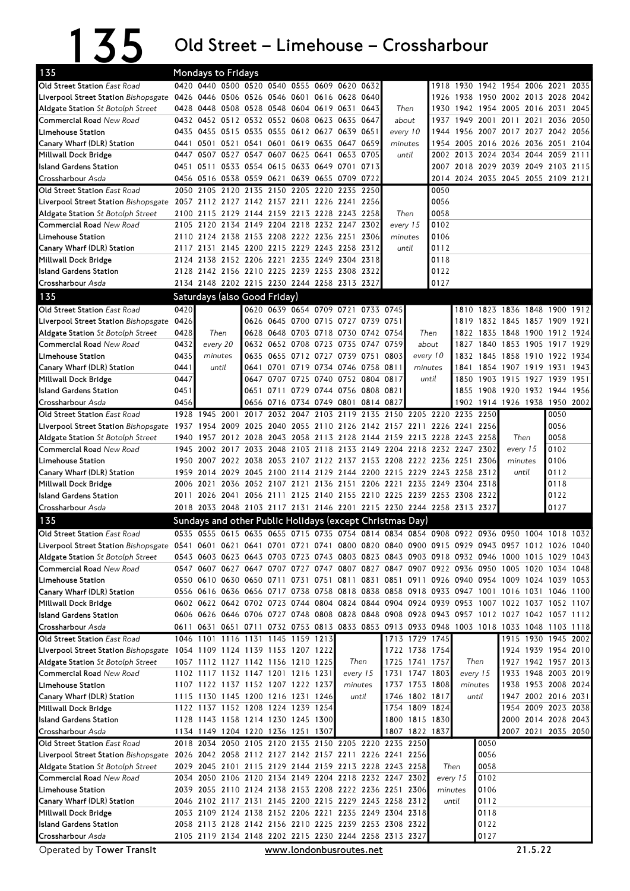# 135 Old Street – Limehouse – Crossharbour

## Mondays to Fridays

| Stop | | | | | | | | | | | | | | | | | |
|---|---|---|---|---|---|---|---|---|---|---|---|---|---|---|---|---|---|
| Old Street Station *East Road* | 0420 | 0440 | 0500 | 0520 | 0540 | 0555 | 0609 | 0620 | 0632 | Then about every 10 minutes until | 1918 | 1930 | 1942 | 1954 | 2006 | 2021 | 2035 |
| Liverpool Street Station *Bishopsgate* | 0426 | 0446 | 0506 | 0526 | 0546 | 0601 | 0616 | 0628 | 0640 | | 1926 | 1938 | 1950 | 2002 | 2013 | 2028 | 2042 |
| Aldgate Station *St Botolph Street* | 0428 | 0448 | 0508 | 0528 | 0548 | 0604 | 0619 | 0631 | 0643 | | 1930 | 1942 | 1954 | 2005 | 2016 | 2031 | 2045 |
| Commercial Road *New Road* | 0432 | 0452 | 0512 | 0532 | 0552 | 0608 | 0623 | 0635 | 0647 | | 1937 | 1949 | 2001 | 2011 | 2021 | 2036 | 2050 |
| Limehouse Station | 0435 | 0455 | 0515 | 0535 | 0555 | 0612 | 0627 | 0639 | 0651 | | 1944 | 1956 | 2007 | 2017 | 2027 | 2042 | 2056 |
| Canary Wharf (DLR) Station | 0441 | 0501 | 0521 | 0541 | 0601 | 0619 | 0635 | 0647 | 0659 | | 1954 | 2005 | 2016 | 2026 | 2036 | 2051 | 2104 |
| Millwall Dock Bridge | 0447 | 0507 | 0527 | 0547 | 0607 | 0625 | 0641 | 0653 | 0705 | | 2002 | 2013 | 2024 | 2034 | 2044 | 2059 | 2111 |
| Island Gardens Station | 0451 | 0511 | 0533 | 0554 | 0615 | 0633 | 0649 | 0701 | 0713 | | 2007 | 2018 | 2029 | 2039 | 2049 | 2103 | 2115 |
| Crossharbour *Asda* | 0456 | 0516 | 0538 | 0559 | 0621 | 0639 | 0655 | 0709 | 0722 | | 2014 | 2024 | 2035 | 2045 | 2055 | 2109 | 2121 |

| Stop | | | | | | | | | | | |
|---|---|---|---|---|---|---|---|---|---|---|---|
| Old Street Station *East Road* | 2050 | 2105 | 2120 | 2135 | 2150 | 2205 | 2220 | 2235 | 2250 | Then every 15 minutes until | 0050 |
| Liverpool Street Station *Bishopsgate* | 2057 | 2112 | 2127 | 2142 | 2157 | 2211 | 2226 | 2241 | 2256 | | 0056 |
| Aldgate Station *St Botolph Street* | 2100 | 2115 | 2129 | 2144 | 2159 | 2213 | 2228 | 2243 | 2258 | | 0058 |
| Commercial Road *New Road* | 2105 | 2120 | 2134 | 2149 | 2204 | 2218 | 2232 | 2247 | 2302 | | 0102 |
| Limehouse Station | 2110 | 2124 | 2138 | 2153 | 2208 | 2222 | 2236 | 2251 | 2306 | | 0106 |
| Canary Wharf (DLR) Station | 2117 | 2131 | 2145 | 2200 | 2215 | 2229 | 2243 | 2258 | 2312 | | 0112 |
| Millwall Dock Bridge | 2124 | 2138 | 2152 | 2206 | 2221 | 2235 | 2249 | 2304 | 2318 | | 0118 |
| Island Gardens Station | 2128 | 2142 | 2156 | 2210 | 2225 | 2239 | 2253 | 2308 | 2322 | | 0122 |
| Crossharbour *Asda* | 2134 | 2148 | 2202 | 2215 | 2230 | 2244 | 2258 | 2313 | 2327 | | 0127 |

## Saturdays (also Good Friday)

| Stop | | | | | | | | | | | | | | | | | |
|---|---|---|---|---|---|---|---|---|---|---|---|---|---|---|---|---|---|
| Old Street Station *East Road* | 0420 | Then every 20 minutes until | 0620 | 0639 | 0654 | 0709 | 0721 | 0733 | 0745 | Then about every 10 minutes until | 1810 | 1823 | 1836 | 1848 | 1900 | 1912 |
| Liverpool Street Station *Bishopsgate* | 0426 | | 0626 | 0645 | 0700 | 0715 | 0727 | 0739 | 0751 | | 1819 | 1832 | 1845 | 1857 | 1909 | 1921 |
| Aldgate Station *St Botolph Street* | 0428 | | 0628 | 0648 | 0703 | 0718 | 0730 | 0742 | 0754 | | 1822 | 1835 | 1848 | 1900 | 1912 | 1924 |
| Commercial Road *New Road* | 0432 | | 0632 | 0652 | 0708 | 0723 | 0735 | 0747 | 0759 | | 1827 | 1840 | 1853 | 1905 | 1917 | 1929 |
| Limehouse Station | 0435 | | 0635 | 0655 | 0712 | 0727 | 0739 | 0751 | 0803 | | 1832 | 1845 | 1858 | 1910 | 1922 | 1934 |
| Canary Wharf (DLR) Station | 0441 | | 0641 | 0701 | 0719 | 0734 | 0746 | 0758 | 0811 | | 1841 | 1854 | 1907 | 1919 | 1931 | 1943 |
| Millwall Dock Bridge | 0447 | | 0647 | 0707 | 0725 | 0740 | 0752 | 0804 | 0817 | | 1850 | 1903 | 1915 | 1927 | 1939 | 1951 |
| Island Gardens Station | 0451 | | 0651 | 0711 | 0729 | 0744 | 0756 | 0808 | 0821 | | 1855 | 1908 | 1920 | 1932 | 1944 | 1956 |
| Crossharbour *Asda* | 0456 | | 0656 | 0716 | 0734 | 0749 | 0801 | 0814 | 0827 | | 1902 | 1914 | 1926 | 1938 | 1950 | 2002 |

| Stop | | | | | | | | | | | | | | | | |
|---|---|---|---|---|---|---|---|---|---|---|---|---|---|---|---|---|
| Old Street Station *East Road* | 1928 | 1945 | 2001 | 2017 | 2032 | 2047 | 2103 | 2119 | 2135 | 2150 | 2205 | 2220 | 2235 | 2250 | Then every 15 minutes until | 0050 |
| Liverpool Street Station *Bishopsgate* | 1937 | 1954 | 2009 | 2025 | 2040 | 2055 | 2110 | 2126 | 2142 | 2157 | 2211 | 2226 | 2241 | 2256 | | 0056 |
| Aldgate Station *St Botolph Street* | 1940 | 1957 | 2012 | 2028 | 2043 | 2058 | 2113 | 2128 | 2144 | 2159 | 2213 | 2228 | 2243 | 2258 | | 0058 |
| Commercial Road *New Road* | 1945 | 2002 | 2017 | 2033 | 2048 | 2103 | 2118 | 2133 | 2149 | 2204 | 2218 | 2232 | 2247 | 2302 | | 0102 |
| Limehouse Station | 1950 | 2007 | 2022 | 2038 | 2053 | 2107 | 2122 | 2137 | 2153 | 2208 | 2222 | 2236 | 2251 | 2306 | | 0106 |
| Canary Wharf (DLR) Station | 1959 | 2014 | 2029 | 2045 | 2100 | 2114 | 2129 | 2144 | 2200 | 2215 | 2229 | 2243 | 2258 | 2312 | | 0112 |
| Millwall Dock Bridge | 2006 | 2021 | 2036 | 2052 | 2107 | 2121 | 2136 | 2151 | 2206 | 2221 | 2235 | 2249 | 2304 | 2318 | | 0118 |
| Island Gardens Station | 2011 | 2026 | 2041 | 2056 | 2111 | 2125 | 2140 | 2155 | 2210 | 2225 | 2239 | 2253 | 2308 | 2322 | | 0122 |
| Crossharbour *Asda* | 2018 | 2033 | 2048 | 2103 | 2117 | 2131 | 2146 | 2201 | 2215 | 2230 | 2244 | 2258 | 2313 | 2327 | | 0127 |

## Sundays and other Public Holidays (except Christmas Day)

| Stop | | | | | | | | | | | | | | | | | | | |
|---|---|---|---|---|---|---|---|---|---|---|---|---|---|---|---|---|---|---|---|
| Old Street Station *East Road* | 0535 | 0555 | 0615 | 0635 | 0655 | 0715 | 0735 | 0754 | 0814 | 0834 | 0854 | 0908 | 0922 | 0936 | 0950 | 1004 | 1018 | 1032 |
| Liverpool Street Station *Bishopsgate* | 0541 | 0601 | 0621 | 0641 | 0701 | 0721 | 0741 | 0800 | 0820 | 0840 | 0900 | 0915 | 0929 | 0943 | 0957 | 1012 | 1026 | 1040 |
| Aldgate Station *St Botolph Street* | 0543 | 0603 | 0623 | 0643 | 0703 | 0723 | 0743 | 0803 | 0823 | 0843 | 0903 | 0918 | 0932 | 0946 | 1000 | 1015 | 1029 | 1043 |
| Commercial Road *New Road* | 0547 | 0607 | 0627 | 0647 | 0707 | 0727 | 0747 | 0807 | 0827 | 0847 | 0907 | 0922 | 0936 | 0950 | 1005 | 1020 | 1034 | 1048 |
| Limehouse Station | 0550 | 0610 | 0630 | 0650 | 0711 | 0731 | 0751 | 0811 | 0831 | 0851 | 0911 | 0926 | 0940 | 0954 | 1009 | 1024 | 1039 | 1053 |
| Canary Wharf (DLR) Station | 0556 | 0616 | 0636 | 0656 | 0717 | 0738 | 0758 | 0818 | 0838 | 0858 | 0918 | 0933 | 0947 | 1001 | 1016 | 1031 | 1046 | 1100 |
| Millwall Dock Bridge | 0602 | 0622 | 0642 | 0702 | 0723 | 0744 | 0804 | 0824 | 0844 | 0904 | 0924 | 0939 | 0953 | 1007 | 1022 | 1037 | 1052 | 1107 |
| Island Gardens Station | 0606 | 0626 | 0646 | 0706 | 0727 | 0748 | 0808 | 0828 | 0848 | 0908 | 0928 | 0943 | 0957 | 1012 | 1027 | 1042 | 1057 | 1112 |
| Crossharbour *Asda* | 0611 | 0631 | 0651 | 0711 | 0732 | 0753 | 0813 | 0833 | 0853 | 0913 | 0933 | 0948 | 1003 | 1018 | 1033 | 1048 | 1103 | 1118 |

| Stop | | | | | | | | | | | | | | | | | |
|---|---|---|---|---|---|---|---|---|---|---|---|---|---|---|---|---|---|
| Old Street Station *East Road* | 1046 | 1101 | 1116 | 1131 | 1145 | 1159 | 1213 | Then every 15 minutes until | 1713 | 1729 | 1745 | Then every 15 minutes until | 1915 | 1930 | 1945 | 2002 |
| Liverpool Street Station *Bishopsgate* | 1054 | 1109 | 1124 | 1139 | 1153 | 1207 | 1222 | | 1722 | 1738 | 1754 | | 1924 | 1939 | 1954 | 2010 |
| Aldgate Station *St Botolph Street* | 1057 | 1112 | 1127 | 1142 | 1156 | 1210 | 1225 | | 1725 | 1741 | 1757 | | 1927 | 1942 | 1957 | 2013 |
| Commercial Road *New Road* | 1102 | 1117 | 1132 | 1147 | 1201 | 1216 | 1231 | | 1731 | 1747 | 1803 | | 1933 | 1948 | 2003 | 2019 |
| Limehouse Station | 1107 | 1122 | 1137 | 1152 | 1207 | 1222 | 1237 | | 1737 | 1753 | 1808 | | 1938 | 1953 | 2008 | 2024 |
| Canary Wharf (DLR) Station | 1115 | 1130 | 1145 | 1200 | 1216 | 1231 | 1246 | | 1746 | 1802 | 1817 | | 1947 | 2002 | 2016 | 2031 |
| Millwall Dock Bridge | 1122 | 1137 | 1152 | 1208 | 1224 | 1239 | 1254 | | 1754 | 1809 | 1824 | | 1954 | 2009 | 2023 | 2038 |
| Island Gardens Station | 1128 | 1143 | 1158 | 1214 | 1230 | 1245 | 1300 | | 1800 | 1815 | 1830 | | 2000 | 2014 | 2028 | 2043 |
| Crossharbour *Asda* | 1134 | 1149 | 1204 | 1220 | 1236 | 1251 | 1307 | | 1807 | 1822 | 1837 | | 2007 | 2021 | 2035 | 2050 |

| Stop | | | | | | | | | | | | | |
|---|---|---|---|---|---|---|---|---|---|---|---|---|---|
| Old Street Station *East Road* | 2018 | 2034 | 2050 | 2105 | 2120 | 2135 | 2150 | 2205 | 2220 | 2235 | 2250 | Then every 15 minutes until | 0050 |
| Liverpool Street Station *Bishopsgate* | 2026 | 2042 | 2058 | 2112 | 2127 | 2142 | 2157 | 2211 | 2226 | 2241 | 2256 | | 0056 |
| Aldgate Station *St Botolph Street* | 2029 | 2045 | 2101 | 2115 | 2129 | 2144 | 2159 | 2213 | 2228 | 2243 | 2258 | | 0058 |
| Commercial Road *New Road* | 2034 | 2050 | 2106 | 2120 | 2134 | 2149 | 2204 | 2218 | 2232 | 2247 | 2302 | | 0102 |
| Limehouse Station | 2039 | 2055 | 2110 | 2124 | 2138 | 2153 | 2208 | 2222 | 2236 | 2251 | 2306 | | 0106 |
| Canary Wharf (DLR) Station | 2046 | 2102 | 2117 | 2131 | 2145 | 2200 | 2215 | 2229 | 2243 | 2258 | 2312 | | 0112 |
| Millwall Dock Bridge | 2053 | 2109 | 2124 | 2138 | 2152 | 2206 | 2221 | 2235 | 2249 | 2304 | 2318 | | 0118 |
| Island Gardens Station | 2058 | 2113 | 2128 | 2142 | 2156 | 2210 | 2225 | 2239 | 2253 | 2308 | 2322 | | 0122 |
| Crossharbour *Asda* | 2105 | 2119 | 2134 | 2148 | 2202 | 2215 | 2230 | 2244 | 2258 | 2313 | 2327 | | 0127 |

Operated by **Tower Transit** www.londonbusroutes.net 21.5.22